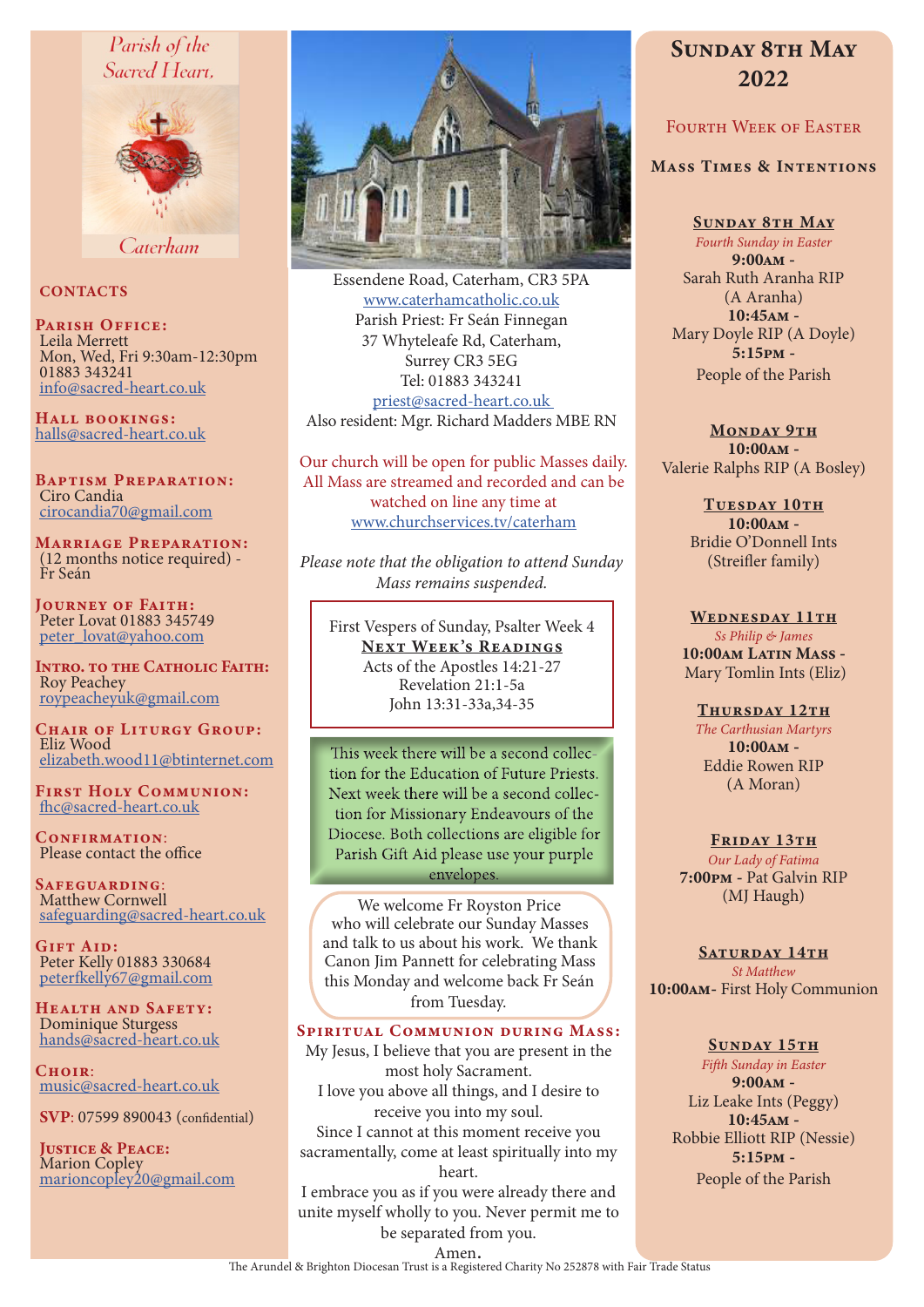Parish of the Sacred Heart, Caterham

## CONTACTS

**Parish Office:**
Leila Merrett
Mon, Wed, Fri 9:30am-12:30pm
01883 343241
info@sacred-heart.co.uk

**Hall bookings:**
halls@sacred-heart.co.uk

**Baptism Preparation:**
Ciro Candia
cirocandia70@gmail.com

**Marriage Preparation:**
(12 months notice required) - Fr Seán

**Journey of Faith:**
Peter Lovat 01883 345749
peter_lovat@yahoo.com

**Intro. to the Catholic Faith:**
Roy Peachey
roypeacheyuk@gmail.com

**Chair of Liturgy Group:**
Eliz Wood
elizabeth.wood11@btinternet.com

**First Holy Communion:**
fhc@sacred-heart.co.uk

**Confirmation:**
Please contact the office

**Safeguarding:**
Matthew Cornwell
safeguarding@sacred-heart.co.uk

**Gift Aid:**
Peter Kelly 01883 330684
peterfkelly67@gmail.com

**Health and Safety:**
Dominique Sturgess
hands@sacred-heart.co.uk

**Choir:**
music@sacred-heart.co.uk

**SVP:** 07599 890043 (confidential)

**Justice & Peace:**
Marion Copley
marioncopley20@gmail.com

---

Essendene Road, Caterham, CR3 5PA
www.caterhamcatholic.co.uk
Parish Priest: Fr Seán Finnegan
37 Whyteleafe Rd, Caterham,
Surrey CR3 5EG
Tel: 01883 343241
priest@sacred-heart.co.uk
Also resident: Mgr. Richard Madders MBE RN

Our church will be open for public Masses daily. All Mass are streamed and recorded and can be watched on line any time at www.churchservices.tv/caterham

*Please note that the obligation to attend Sunday Mass remains suspended.*

First Vespers of Sunday, Psalter Week 4

**Next Week's Readings**
Acts of the Apostles 14:21-27
Revelation 21:1-5a
John 13:31-33a,34-35

This week there will be a second collection for the Education of Future Priests. Next week there will be a second collection for Missionary Endeavours of the Diocese. Both collections are eligible for Parish Gift Aid please use your purple envelopes.

We welcome Fr Royston Price who will celebrate our Sunday Masses and talk to us about his work. We thank Canon Jim Pannett for celebrating Mass this Monday and welcome back Fr Seán from Tuesday.

**Spiritual Communion during Mass:**
My Jesus, I believe that you are present in the most holy Sacrament.
I love you above all things, and I desire to receive you into my soul.
Since I cannot at this moment receive you sacramentally, come at least spiritually into my heart.
I embrace you as if you were already there and unite myself wholly to you. Never permit me to be separated from you.
Amen.

---

# Sunday 8th May 2022

## Fourth Week of Easter

## Mass Times & Intentions

**Sunday 8th May**
*Fourth Sunday in Easter*
**9:00am** - Sarah Ruth Aranha RIP (A Aranha)
**10:45am** - Mary Doyle RIP (A Doyle)
**5:15pm** - People of the Parish

**Monday 9th**
**10:00am** - Valerie Ralphs RIP (A Bosley)

**Tuesday 10th**
**10:00am** - Bridie O'Donnell Ints (Streifler family)

**Wednesday 11th**
*Ss Philip & James*
**10:00am Latin Mass** - Mary Tomlin Ints (Eliz)

**Thursday 12th**
*The Carthusian Martyrs*
**10:00am** - Eddie Rowen RIP (A Moran)

**Friday 13th**
*Our Lady of Fatima*
**7:00pm** - Pat Galvin RIP (MJ Haugh)

**Saturday 14th**
*St Matthew*
**10:00am**- First Holy Communion

**Sunday 15th**
*Fifth Sunday in Easter*
**9:00am** - Liz Leake Ints (Peggy)
**10:45am** - Robbie Elliott RIP (Nessie)
**5:15pm** - People of the Parish

The Arundel & Brighton Diocesan Trust is a Registered Charity No 252878 with Fair Trade Status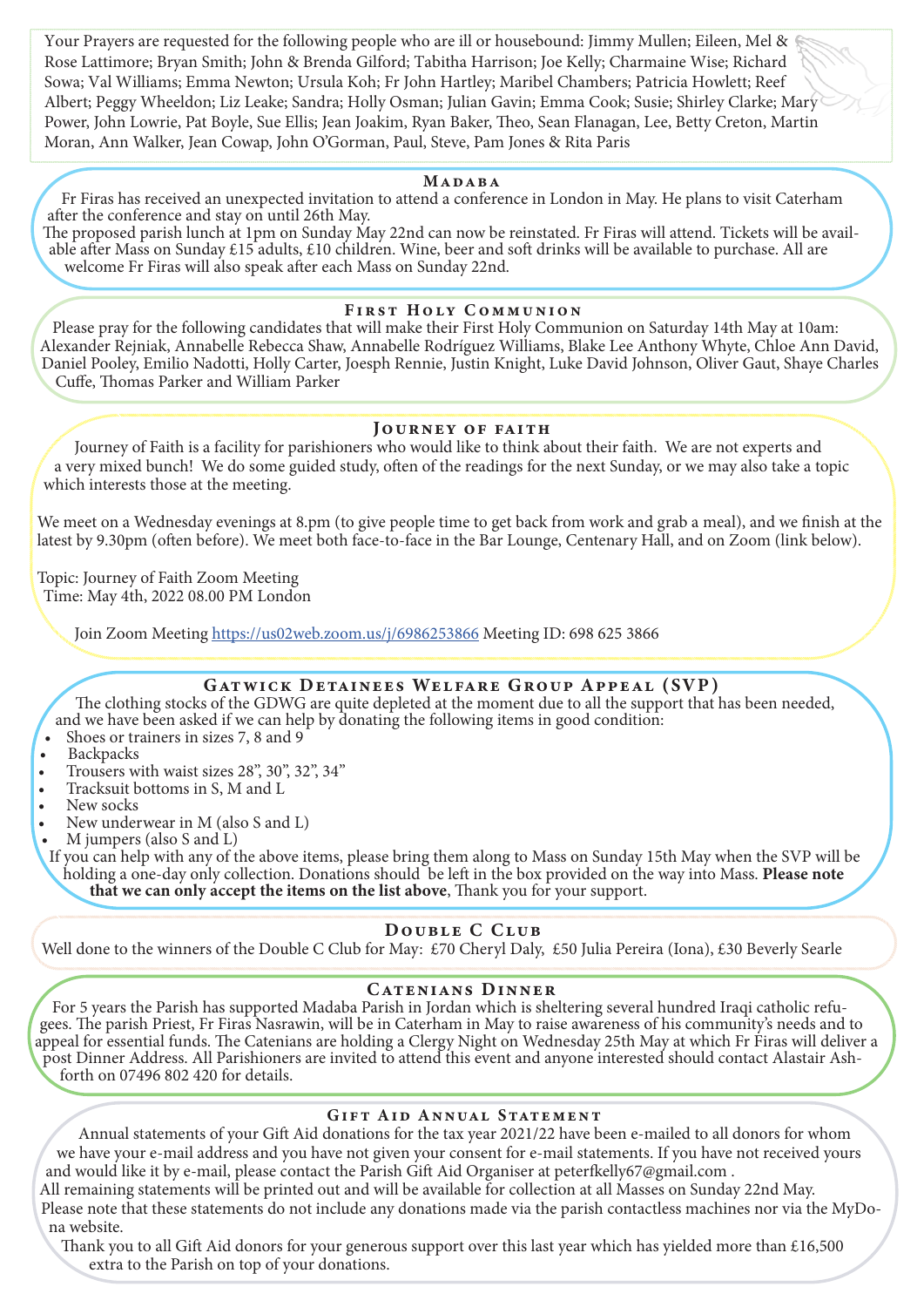Your Prayers are requested for the following people who are ill or housebound: Jimmy Mullen; Eileen, Mel & Rose Lattimore; Bryan Smith; John & Brenda Gilford; Tabitha Harrison; Joe Kelly; Charmaine Wise; Richard Sowa; Val Williams; Emma Newton; Ursula Koh; Fr John Hartley; Maribel Chambers; Patricia Howlett; Reef Albert; Peggy Wheeldon; Liz Leake; Sandra; Holly Osman; Julian Gavin; Emma Cook; Susie; Shirley Clarke; Mary Power, John Lowrie, Pat Boyle, Sue Ellis; Jean Joakim, Ryan Baker, Theo, Sean Flanagan, Lee, Betty Creton, Martin Moran, Ann Walker, Jean Cowap, John O'Gorman, Paul, Steve, Pam Jones & Rita Paris

## Madaba

Fr Firas has received an unexpected invitation to attend a conference in London in May. He plans to visit Caterham after the conference and stay on until 26th May.

The proposed parish lunch at 1pm on Sunday May 22nd can now be reinstated. Fr Firas will attend. Tickets will be available after Mass on Sunday £15 adults, £10 children. Wine, beer and soft drinks will be available to purchase. All are welcome Fr Firas will also speak after each Mass on Sunday 22nd.

## First Holy Communion

Please pray for the following candidates that will make their First Holy Communion on Saturday 14th May at 10am: Alexander Rejniak, Annabelle Rebecca Shaw, Annabelle Rodríguez Williams, Blake Lee Anthony Whyte, Chloe Ann David, Daniel Pooley, Emilio Nadotti, Holly Carter, Joesph Rennie, Justin Knight, Luke David Johnson, Oliver Gaut, Shaye Charles Cuffe, Thomas Parker and William Parker

## Journey of faith

Journey of Faith is a facility for parishioners who would like to think about their faith. We are not experts and a very mixed bunch! We do some guided study, often of the readings for the next Sunday, or we may also take a topic which interests those at the meeting.

We meet on a Wednesday evenings at 8.pm (to give people time to get back from work and grab a meal), and we finish at the latest by 9.30pm (often before). We meet both face-to-face in the Bar Lounge, Centenary Hall, and on Zoom (link below).

Topic: Journey of Faith Zoom Meeting
Time: May 4th, 2022 08.00 PM London

Join Zoom Meeting https://us02web.zoom.us/j/6986253866 Meeting ID: 698 625 3866

## Gatwick Detainees Welfare Group Appeal (SVP)

The clothing stocks of the GDWG are quite depleted at the moment due to all the support that has been needed, and we have been asked if we can help by donating the following items in good condition:

- Shoes or trainers in sizes 7, 8 and 9
- Backpacks
- Trousers with waist sizes 28", 30", 32", 34"
- Tracksuit bottoms in S, M and L
- New socks
- New underwear in M (also S and L)
- M jumpers (also S and L)

If you can help with any of the above items, please bring them along to Mass on Sunday 15th May when the SVP will be holding a one-day only collection. Donations should be left in the box provided on the way into Mass. **Please note that we can only accept the items on the list above**, Thank you for your support.

## Double C Club

Well done to the winners of the Double C Club for May: £70 Cheryl Daly, £50 Julia Pereira (Iona), £30 Beverly Searle

## Catenians Dinner

For 5 years the Parish has supported Madaba Parish in Jordan which is sheltering several hundred Iraqi catholic refugees. The parish Priest, Fr Firas Nasrawin, will be in Caterham in May to raise awareness of his community's needs and to appeal for essential funds. The Catenians are holding a Clergy Night on Wednesday 25th May at which Fr Firas will deliver a post Dinner Address. All Parishioners are invited to attend this event and anyone interested should contact Alastair Ashforth on 07496 802 420 for details.

## Gift Aid Annual Statement

Annual statements of your Gift Aid donations for the tax year 2021/22 have been e-mailed to all donors for whom we have your e-mail address and you have not given your consent for e-mail statements. If you have not received yours and would like it by e-mail, please contact the Parish Gift Aid Organiser at peterfkelly67@gmail.com .

All remaining statements will be printed out and will be available for collection at all Masses on Sunday 22nd May.

Please note that these statements do not include any donations made via the parish contactless machines nor via the MyDona website.

Thank you to all Gift Aid donors for your generous support over this last year which has yielded more than £16,500 extra to the Parish on top of your donations.